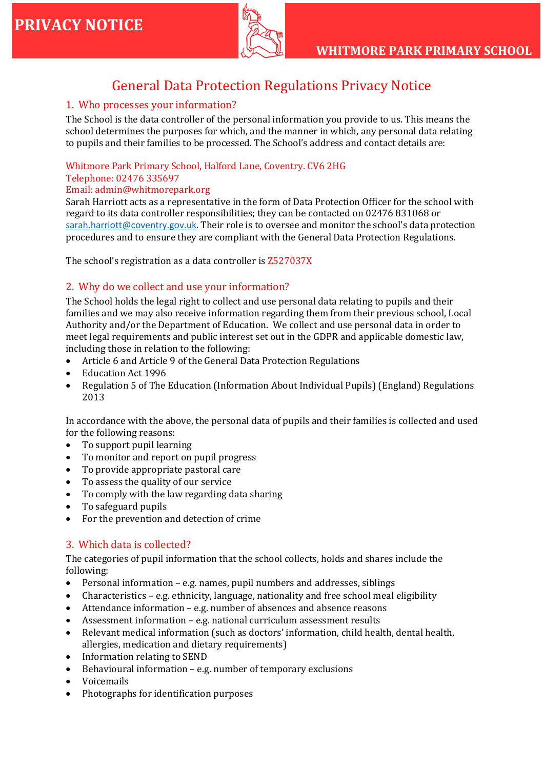# PRIVACY NOTICE

WHITMORE PARK PRIMARY SCHOOL

## General Data Protection Regulations Privacy Notice

### 1. Who processes your information?

The School is the data controller of the personal information you provide to us. This means the school determines the purposes for which, and the manner in which, any personal data relating to pupils and their families to be processed. The School's address and contact details are:

Whitmore Park Primary School, Halford Lane, Coventry. CV6 2HG
Telephone: 02476 335697
Email: admin@whitmorepark.org
Sarah Harriott acts as a representative in the form of Data Protection Officer for the school with regard to its data controller responsibilities; they can be contacted on 02476 831068 or sarah.harriott@coventry.gov.uk. Their role is to oversee and monitor the school's data protection procedures and to ensure they are compliant with the General Data Protection Regulations.

The school's registration as a data controller is Z527037X

### 2. Why do we collect and use your information?

The School holds the legal right to collect and use personal data relating to pupils and their families and we may also receive information regarding them from their previous school, Local Authority and/or the Department of Education. We collect and use personal data in order to meet legal requirements and public interest set out in the GDPR and applicable domestic law, including those in relation to the following:

- Article 6 and Article 9 of the General Data Protection Regulations
- Education Act 1996
- Regulation 5 of The Education (Information About Individual Pupils) (England) Regulations 2013

In accordance with the above, the personal data of pupils and their families is collected and used for the following reasons:

- To support pupil learning
- To monitor and report on pupil progress
- To provide appropriate pastoral care
- To assess the quality of our service
- To comply with the law regarding data sharing
- To safeguard pupils
- For the prevention and detection of crime

### 3. Which data is collected?

The categories of pupil information that the school collects, holds and shares include the following:

- Personal information – e.g. names, pupil numbers and addresses, siblings
- Characteristics – e.g. ethnicity, language, nationality and free school meal eligibility
- Attendance information – e.g. number of absences and absence reasons
- Assessment information – e.g. national curriculum assessment results
- Relevant medical information (such as doctors' information, child health, dental health, allergies, medication and dietary requirements)
- Information relating to SEND
- Behavioural information – e.g. number of temporary exclusions
- Voicemails
- Photographs for identification purposes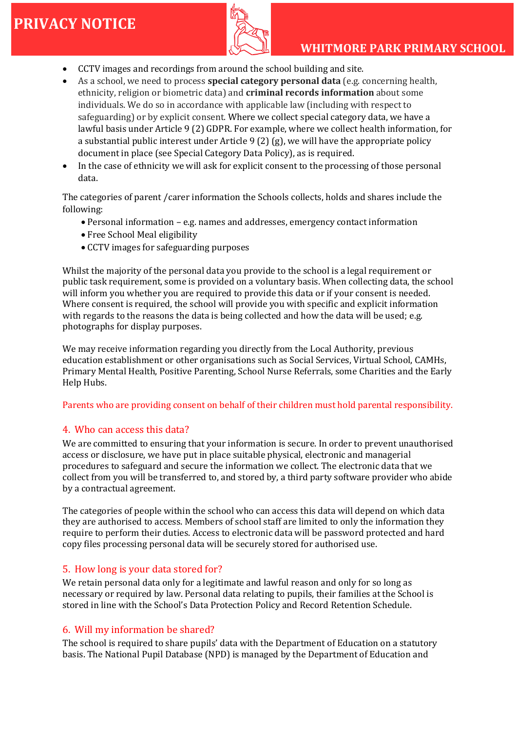- CCTV images and recordings from around the school building and site.
- As a school, we need to process **special category personal data** (e.g. concerning health, ethnicity, religion or biometric data) and **criminal records information** about some individuals. We do so in accordance with applicable law (including with respect to safeguarding) or by explicit consent. Where we collect special category data, we have a lawful basis under Article 9 (2) GDPR. For example, where we collect health information, for a substantial public interest under Article 9 (2) (g), we will have the appropriate policy document in place (see Special Category Data Policy), as is required.
- In the case of ethnicity we will ask for explicit consent to the processing of those personal data.

The categories of parent /carer information the Schools collects, holds and shares include the following:

- Personal information – e.g. names and addresses, emergency contact information
- Free School Meal eligibility
- CCTV images for safeguarding purposes

Whilst the majority of the personal data you provide to the school is a legal requirement or public task requirement, some is provided on a voluntary basis. When collecting data, the school will inform you whether you are required to provide this data or if your consent is needed. Where consent is required, the school will provide you with specific and explicit information with regards to the reasons the data is being collected and how the data will be used; e.g. photographs for display purposes.

We may receive information regarding you directly from the Local Authority, previous education establishment or other organisations such as Social Services, Virtual School, CAMHs, Primary Mental Health, Positive Parenting, School Nurse Referrals, some Charities and the Early Help Hubs.

Parents who are providing consent on behalf of their children must hold parental responsibility.

## 4. Who can access this data?

We are committed to ensuring that your information is secure. In order to prevent unauthorised access or disclosure, we have put in place suitable physical, electronic and managerial procedures to safeguard and secure the information we collect. The electronic data that we collect from you will be transferred to, and stored by, a third party software provider who abide by a contractual agreement.

The categories of people within the school who can access this data will depend on which data they are authorised to access. Members of school staff are limited to only the information they require to perform their duties. Access to electronic data will be password protected and hard copy files processing personal data will be securely stored for authorised use.

## 5. How long is your data stored for?

We retain personal data only for a legitimate and lawful reason and only for so long as necessary or required by law. Personal data relating to pupils, their families at the School is stored in line with the School's Data Protection Policy and Record Retention Schedule.

## 6. Will my information be shared?

The school is required to share pupils' data with the Department of Education on a statutory basis. The National Pupil Database (NPD) is managed by the Department of Education and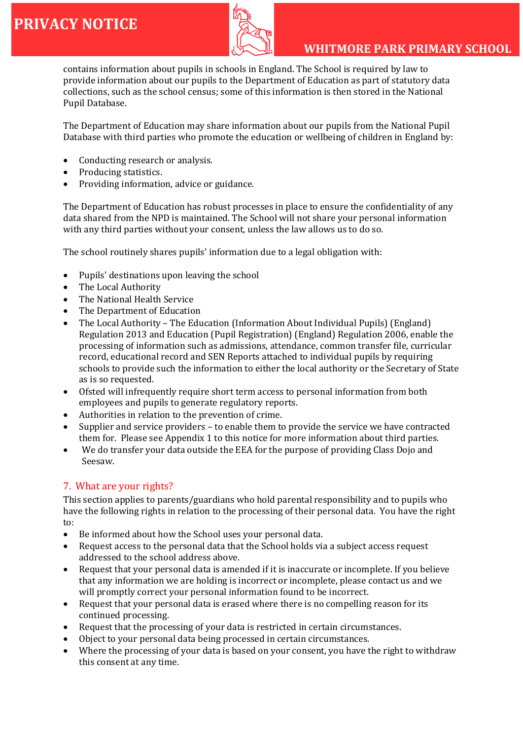contains information about pupils in schools in England. The School is required by law to provide information about our pupils to the Department of Education as part of statutory data collections, such as the school census; some of this information is then stored in the National Pupil Database.

The Department of Education may share information about our pupils from the National Pupil Database with third parties who promote the education or wellbeing of children in England by:

- Conducting research or analysis.
- Producing statistics.
- Providing information, advice or guidance.

The Department of Education has robust processes in place to ensure the confidentiality of any data shared from the NPD is maintained. The School will not share your personal information with any third parties without your consent, unless the law allows us to do so.

The school routinely shares pupils' information due to a legal obligation with:

- Pupils' destinations upon leaving the school
- The Local Authority
- The National Health Service
- The Department of Education
- The Local Authority – The Education (Information About Individual Pupils) (England) Regulation 2013 and Education (Pupil Registration) (England) Regulation 2006, enable the processing of information such as admissions, attendance, common transfer file, curricular record, educational record and SEN Reports attached to individual pupils by requiring schools to provide such the information to either the local authority or the Secretary of State as is so requested.
- Ofsted will infrequently require short term access to personal information from both employees and pupils to generate regulatory reports.
- Authorities in relation to the prevention of crime.
- Supplier and service providers – to enable them to provide the service we have contracted them for. Please see Appendix 1 to this notice for more information about third parties.
- We do transfer your data outside the EEA for the purpose of providing Class Dojo and Seesaw.

## 7. What are your rights?

This section applies to parents/guardians who hold parental responsibility and to pupils who have the following rights in relation to the processing of their personal data. You have the right to:

- Be informed about how the School uses your personal data.
- Request access to the personal data that the School holds via a subject access request addressed to the school address above.
- Request that your personal data is amended if it is inaccurate or incomplete. If you believe that any information we are holding is incorrect or incomplete, please contact us and we will promptly correct your personal information found to be incorrect.
- Request that your personal data is erased where there is no compelling reason for its continued processing.
- Request that the processing of your data is restricted in certain circumstances.
- Object to your personal data being processed in certain circumstances.
- Where the processing of your data is based on your consent, you have the right to withdraw this consent at any time.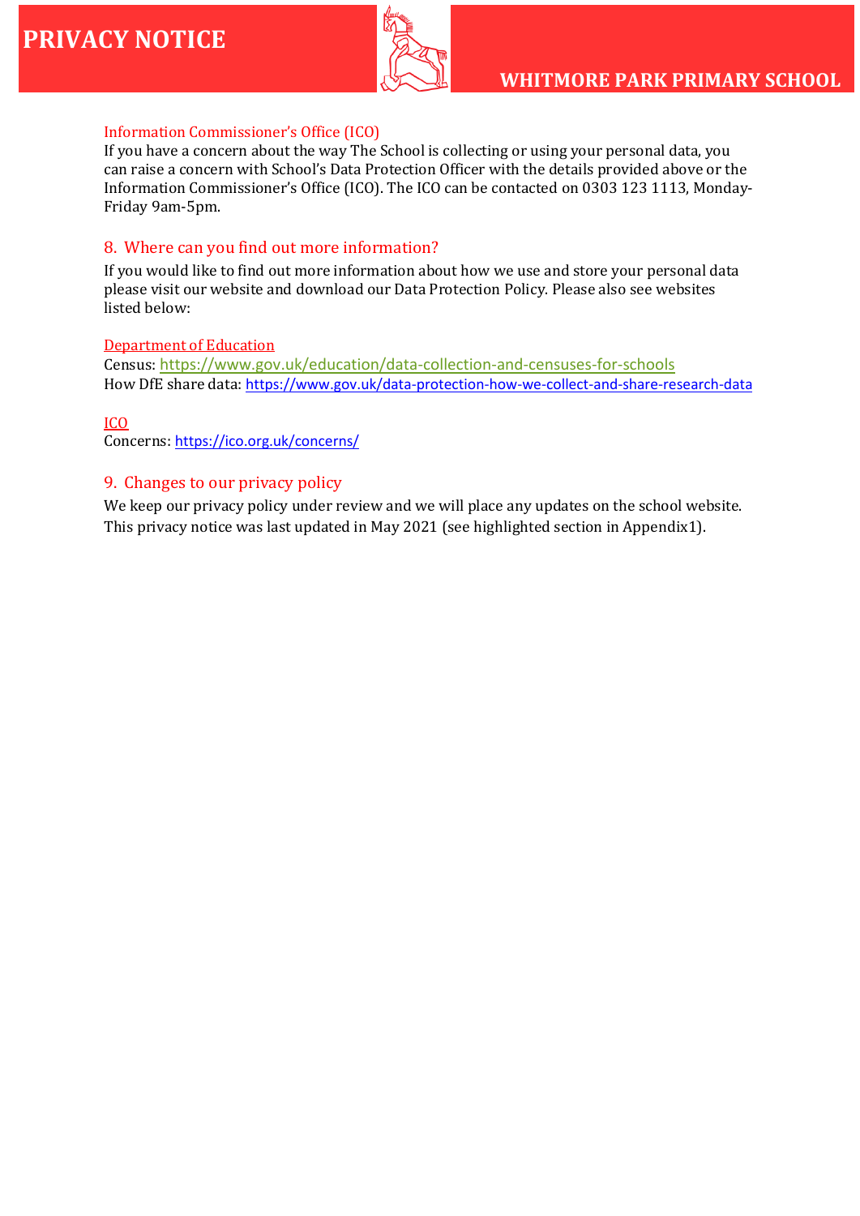### Information Commissioner's Office (ICO)

If you have a concern about the way The School is collecting or using your personal data, you can raise a concern with School's Data Protection Officer with the details provided above or the Information Commissioner's Office (ICO). The ICO can be contacted on 0303 123 1113, Monday-Friday 9am-5pm.

## 8. Where can you find out more information?

If you would like to find out more information about how we use and store your personal data please visit our website and download our Data Protection Policy. Please also see websites listed below:

### Department of Education

Census: https://www.gov.uk/education/data-collection-and-censuses-for-schools
How DfE share data: https://www.gov.uk/data-protection-how-we-collect-and-share-research-data

### ICO

Concerns: https://ico.org.uk/concerns/

## 9. Changes to our privacy policy

We keep our privacy policy under review and we will place any updates on the school website. This privacy notice was last updated in May 2021 (see highlighted section in Appendix1).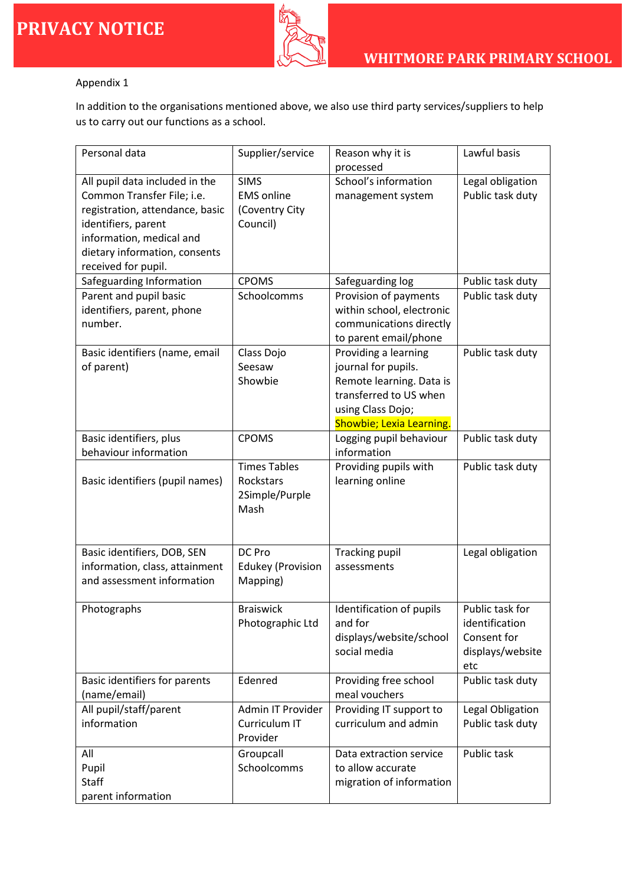Appendix 1

In addition to the organisations mentioned above, we also use third party services/suppliers to help us to carry out our functions as a school.

| Personal data | Supplier/service | Reason why it is processed | Lawful basis |
| --- | --- | --- | --- |
| All pupil data included in the Common Transfer File; i.e. registration, attendance, basic identifiers, parent information, medical and dietary information, consents received for pupil. | SIMS<br>EMS online (Coventry City Council) | School's information management system | Legal obligation<br>Public task duty |
| Safeguarding Information | CPOMS | Safeguarding log | Public task duty |
| Parent and pupil basic identifiers, parent, phone number. | Schoolcomms | Provision of payments within school, electronic communications directly to parent email/phone | Public task duty |
| Basic identifiers (name, email of parent) | Class Dojo<br>Seesaw<br>Showbie | Providing a learning journal for pupils. Remote learning. Data is transferred to US when using Class Dojo; Showbie; Lexia Learning. | Public task duty |
| Basic identifiers, plus behaviour information | CPOMS | Logging pupil behaviour information | Public task duty |
| Basic identifiers (pupil names) | Times Tables Rockstars<br>2Simple/Purple Mash | Providing pupils with learning online | Public task duty |
| Basic identifiers, DOB, SEN information, class, attainment and assessment information | DC Pro<br>Edukey (Provision Mapping) | Tracking pupil assessments | Legal obligation |
| Photographs | Braiswick Photographic Ltd | Identification of pupils and for displays/website/school social media | Public task for identification<br>Consent for displays/website etc |
| Basic identifiers for parents (name/email) | Edenred | Providing free school meal vouchers | Public task duty |
| All pupil/staff/parent information | Admin IT Provider<br>Curriculum IT Provider | Providing IT support to curriculum and admin | Legal Obligation<br>Public task duty |
| All<br>Pupil<br>Staff<br>parent information | Groupcall<br>Schoolcomms | Data extraction service to allow accurate migration of information | Public task |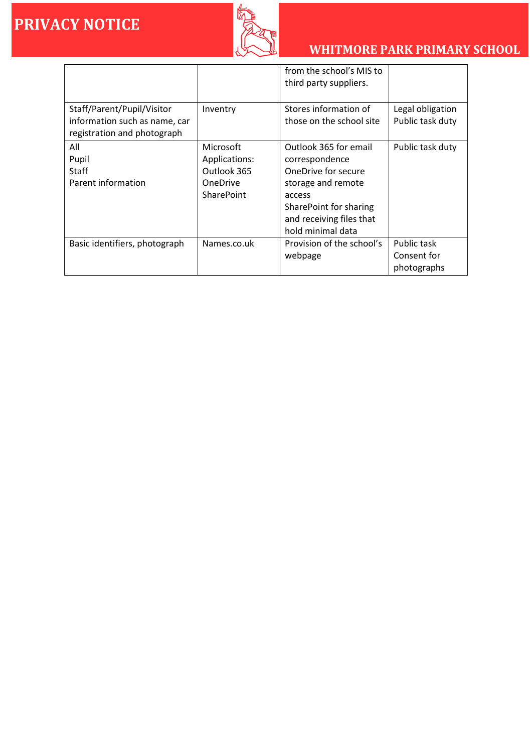| | | | |
|---|---|---|---|
| | | from the school's MIS to third party suppliers. | |
| Staff/Parent/Pupil/Visitor information such as name, car registration and photograph | Inventry | Stores information of those on the school site | Legal obligation<br>Public task duty |
| All<br>Pupil<br>Staff<br>Parent information | Microsoft Applications:<br>Outlook 365<br>OneDrive<br>SharePoint | Outlook 365 for email correspondence<br>OneDrive for secure storage and remote access<br>SharePoint for sharing and receiving files that hold minimal data | Public task duty |
| Basic identifiers, photograph | Names.co.uk | Provision of the school's webpage | Public task<br>Consent for photographs |